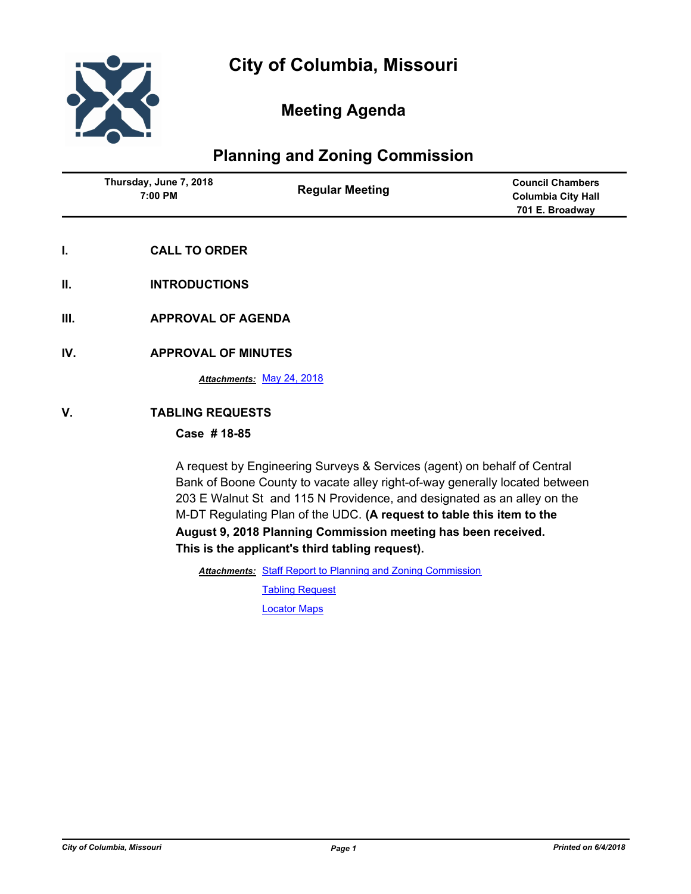# City of Columbia, Missouri

## Meeting Agenda

## Planning and Zoning Commission

| Thursday, June 7, 2018<br>7:00 PM | Regular Meeting | Council Chambers<br>Columbia City Hall<br>701 E. Broadway |
|---|---|---|

**I. CALL TO ORDER**

**II. INTRODUCTIONS**

**III. APPROVAL OF AGENDA**

**IV. APPROVAL OF MINUTES**

*Attachments:* May 24, 2018

**V. TABLING REQUESTS**

**Case # 18-85**

A request by Engineering Surveys & Services (agent) on behalf of Central Bank of Boone County to vacate alley right-of-way generally located between 203 E Walnut St and 115 N Providence, and designated as an alley on the M-DT Regulating Plan of the UDC. **(A request to table this item to the August 9, 2018 Planning Commission meeting has been received. This is the applicant's third tabling request).**

*Attachments:* Staff Report to Planning and Zoning Commission

Tabling Request

Locator Maps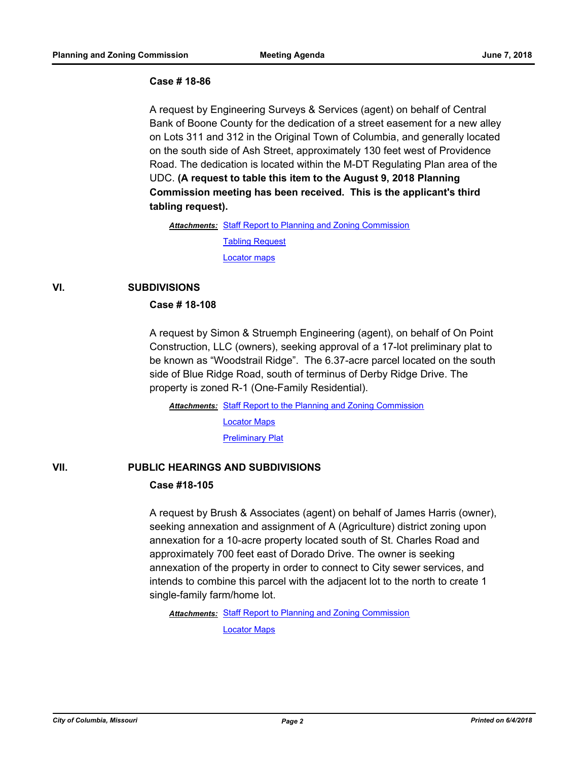**Case # 18-86**

A request by Engineering Surveys & Services (agent) on behalf of Central Bank of Boone County for the dedication of a street easement for a new alley on Lots 311 and 312 in the Original Town of Columbia, and generally located on the south side of Ash Street, approximately 130 feet west of Providence Road. The dedication is located within the M-DT Regulating Plan area of the UDC. **(A request to table this item to the August 9, 2018 Planning Commission meeting has been received. This is the applicant's third tabling request).**

***Attachments:*** Staff Report to Planning and Zoning Commission

Tabling Request

Locator maps

## VI. SUBDIVISIONS

**Case # 18-108**

A request by Simon & Struemph Engineering (agent), on behalf of On Point Construction, LLC (owners), seeking approval of a 17-lot preliminary plat to be known as "Woodstrail Ridge". The 6.37-acre parcel located on the south side of Blue Ridge Road, south of terminus of Derby Ridge Drive. The property is zoned R-1 (One-Family Residential).

***Attachments:*** Staff Report to the Planning and Zoning Commission

Locator Maps

Preliminary Plat

## VII. PUBLIC HEARINGS AND SUBDIVISIONS

**Case #18-105**

A request by Brush & Associates (agent) on behalf of James Harris (owner), seeking annexation and assignment of A (Agriculture) district zoning upon annexation for a 10-acre property located south of St. Charles Road and approximately 700 feet east of Dorado Drive. The owner is seeking annexation of the property in order to connect to City sewer services, and intends to combine this parcel with the adjacent lot to the north to create 1 single-family farm/home lot.

***Attachments:*** Staff Report to Planning and Zoning Commission

Locator Maps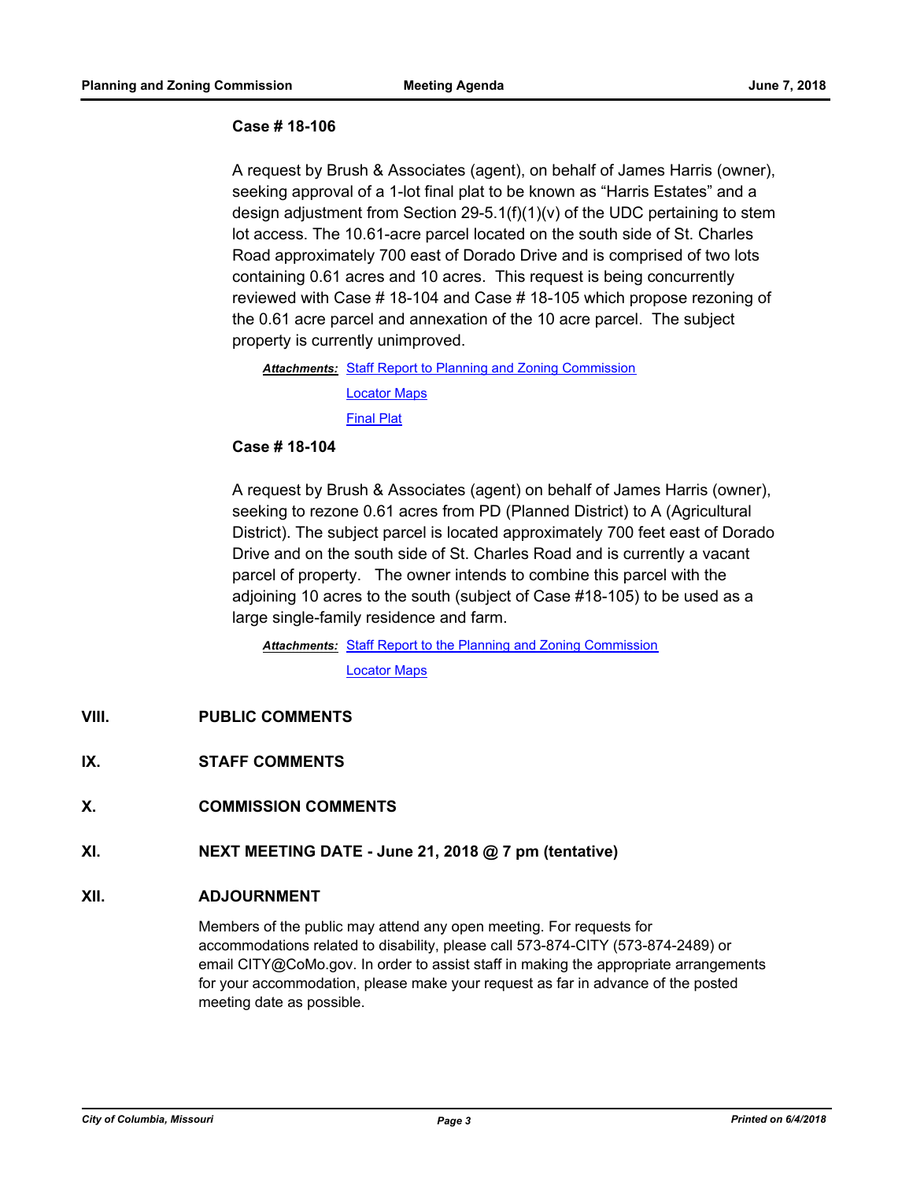**Case # 18-106**

A request by Brush & Associates (agent), on behalf of James Harris (owner), seeking approval of a 1-lot final plat to be known as "Harris Estates" and a design adjustment from Section 29-5.1(f)(1)(v) of the UDC pertaining to stem lot access. The 10.61-acre parcel located on the south side of St. Charles Road approximately 700 east of Dorado Drive and is comprised of two lots containing 0.61 acres and 10 acres. This request is being concurrently reviewed with Case # 18-104 and Case # 18-105 which propose rezoning of the 0.61 acre parcel and annexation of the 10 acre parcel. The subject property is currently unimproved.

***Attachments:*** Staff Report to Planning and Zoning Commission

Locator Maps

Final Plat

**Case # 18-104**

A request by Brush & Associates (agent) on behalf of James Harris (owner), seeking to rezone 0.61 acres from PD (Planned District) to A (Agricultural District). The subject parcel is located approximately 700 feet east of Dorado Drive and on the south side of St. Charles Road and is currently a vacant parcel of property. The owner intends to combine this parcel with the adjoining 10 acres to the south (subject of Case #18-105) to be used as a large single-family residence and farm.

***Attachments:*** Staff Report to the Planning and Zoning Commission

Locator Maps

## VIII. PUBLIC COMMENTS

## IX. STAFF COMMENTS

## X. COMMISSION COMMENTS

## XI. NEXT MEETING DATE - June 21, 2018 @ 7 pm (tentative)

## XII. ADJOURNMENT

Members of the public may attend any open meeting. For requests for accommodations related to disability, please call 573-874-CITY (573-874-2489) or email CITY@CoMo.gov. In order to assist staff in making the appropriate arrangements for your accommodation, please make your request as far in advance of the posted meeting date as possible.